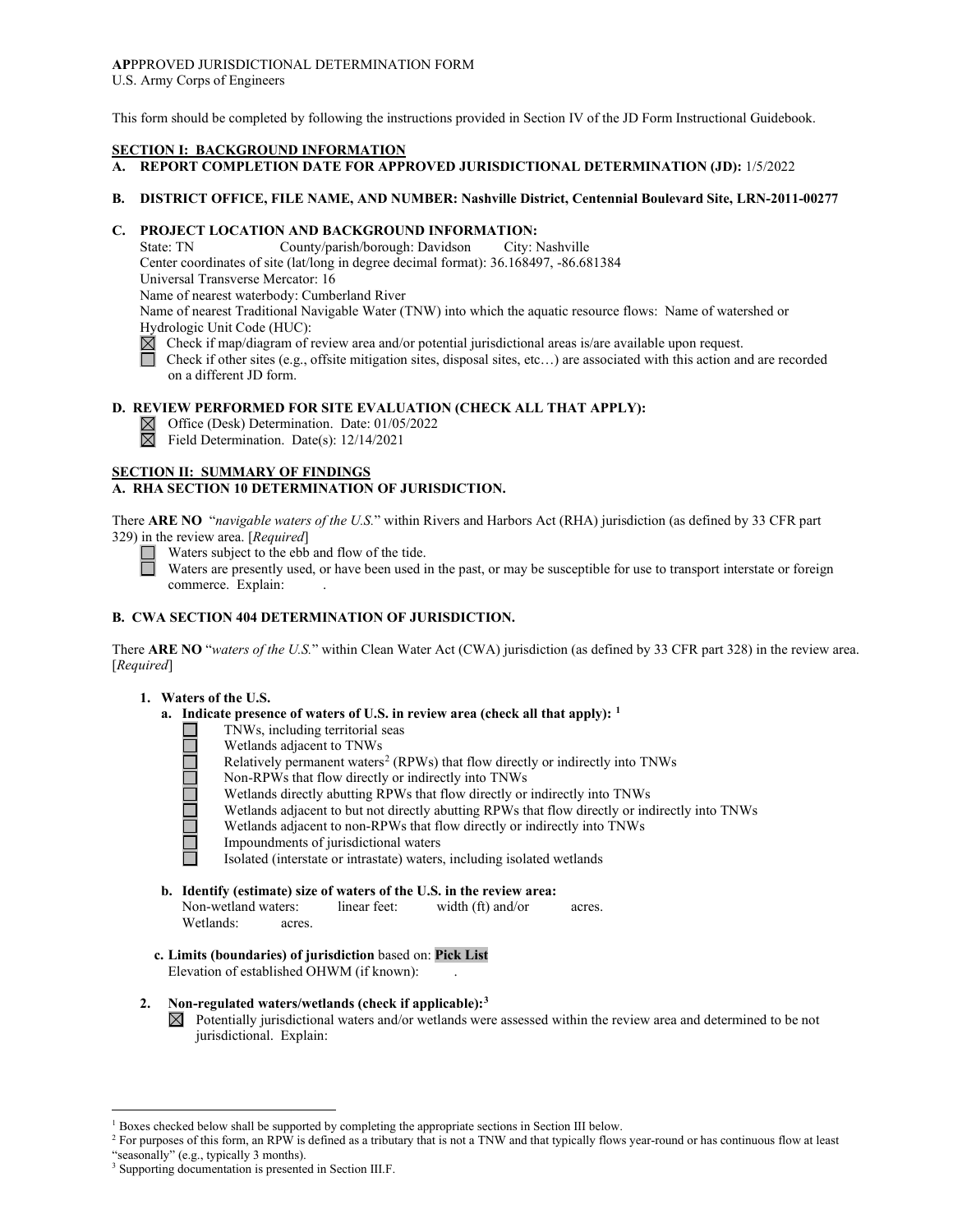**AP**PPROVED JURISDICTIONAL DETERMINATION FORM
U.S. Army Corps of Engineers

This form should be completed by following the instructions provided in Section IV of the JD Form Instructional Guidebook.

## SECTION I: BACKGROUND INFORMATION

**A. REPORT COMPLETION DATE FOR APPROVED JURISDICTIONAL DETERMINATION (JD):** 1/5/2022

**B. DISTRICT OFFICE, FILE NAME, AND NUMBER: Nashville District, Centennial Boulevard Site, LRN-2011-00277**

**C. PROJECT LOCATION AND BACKGROUND INFORMATION:**

State: TN County/parish/borough: Davidson City: Nashville
Center coordinates of site (lat/long in degree decimal format): 36.168497, -86.681384
Universal Transverse Mercator: 16
Name of nearest waterbody: Cumberland River
Name of nearest Traditional Navigable Water (TNW) into which the aquatic resource flows: Name of watershed or Hydrologic Unit Code (HUC):

☒ Check if map/diagram of review area and/or potential jurisdictional areas is/are available upon request.
☐ Check if other sites (e.g., offsite mitigation sites, disposal sites, etc…) are associated with this action and are recorded on a different JD form.

**D. REVIEW PERFORMED FOR SITE EVALUATION (CHECK ALL THAT APPLY):**

☒ Office (Desk) Determination. Date: 01/05/2022
☒ Field Determination. Date(s): 12/14/2021

## SECTION II: SUMMARY OF FINDINGS

**A. RHA SECTION 10 DETERMINATION OF JURISDICTION.**

There **ARE NO** "*navigable waters of the U.S.*" within Rivers and Harbors Act (RHA) jurisdiction (as defined by 33 CFR part 329) in the review area. [*Required*]

☐ Waters subject to the ebb and flow of the tide.
☐ Waters are presently used, or have been used in the past, or may be susceptible for use to transport interstate or foreign commerce. Explain: .

**B. CWA SECTION 404 DETERMINATION OF JURISDICTION.**

There **ARE NO** "*waters of the U.S.*" within Clean Water Act (CWA) jurisdiction (as defined by 33 CFR part 328) in the review area. [*Required*]

**1. Waters of the U.S.**

**a. Indicate presence of waters of U.S. in review area (check all that apply):** [1]

☐ TNWs, including territorial seas
☐ Wetlands adjacent to TNWs
☐ Relatively permanent waters[2] (RPWs) that flow directly or indirectly into TNWs
☐ Non-RPWs that flow directly or indirectly into TNWs
☐ Wetlands directly abutting RPWs that flow directly or indirectly into TNWs
☐ Wetlands adjacent to but not directly abutting RPWs that flow directly or indirectly into TNWs
☐ Wetlands adjacent to non-RPWs that flow directly or indirectly into TNWs
☐ Impoundments of jurisdictional waters
☐ Isolated (interstate or intrastate) waters, including isolated wetlands

**b. Identify (estimate) size of waters of the U.S. in the review area:**

Non-wetland waters: linear feet: width (ft) and/or acres.
Wetlands: acres.

**c. Limits (boundaries) of jurisdiction** based on: **Pick List**
Elevation of established OHWM (if known): .

**2. Non-regulated waters/wetlands (check if applicable):**[3]

☒ Potentially jurisdictional waters and/or wetlands were assessed within the review area and determined to be not jurisdictional. Explain:

---

[1] Boxes checked below shall be supported by completing the appropriate sections in Section III below.
[2] For purposes of this form, an RPW is defined as a tributary that is not a TNW and that typically flows year-round or has continuous flow at least "seasonally" (e.g., typically 3 months).
[3] Supporting documentation is presented in Section III.F.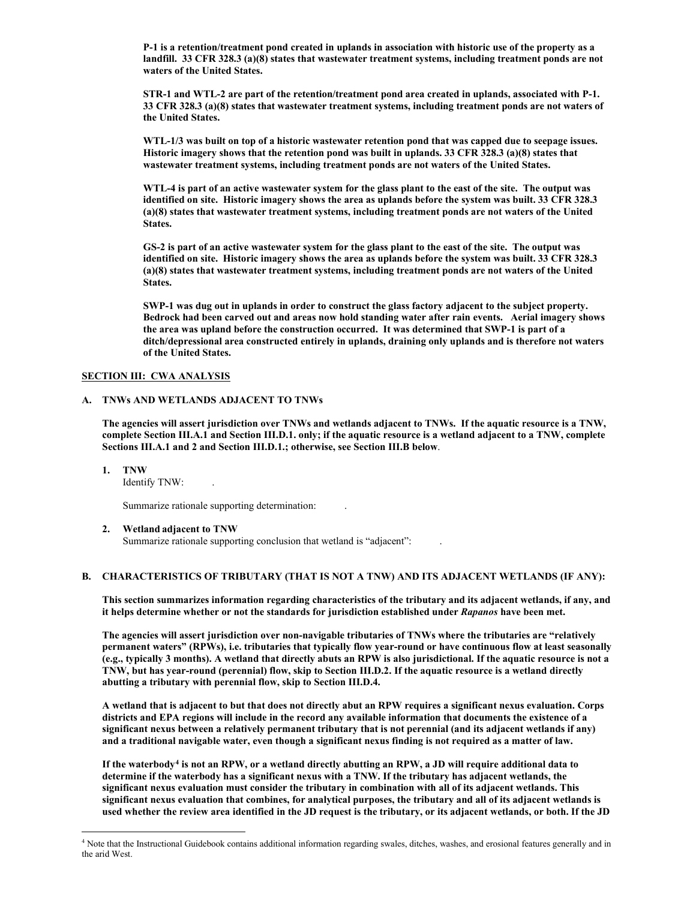**P-1 is a retention/treatment pond created in uplands in association with historic use of the property as a landfill. 33 CFR 328.3 (a)(8) states that wastewater treatment systems, including treatment ponds are not waters of the United States.**

**STR-1 and WTL-2 are part of the retention/treatment pond area created in uplands, associated with P-1. 33 CFR 328.3 (a)(8) states that wastewater treatment systems, including treatment ponds are not waters of the United States.**

**WTL-1/3 was built on top of a historic wastewater retention pond that was capped due to seepage issues. Historic imagery shows that the retention pond was built in uplands. 33 CFR 328.3 (a)(8) states that wastewater treatment systems, including treatment ponds are not waters of the United States.**

**WTL-4 is part of an active wastewater system for the glass plant to the east of the site. The output was identified on site. Historic imagery shows the area as uplands before the system was built. 33 CFR 328.3 (a)(8) states that wastewater treatment systems, including treatment ponds are not waters of the United States.**

**GS-2 is part of an active wastewater system for the glass plant to the east of the site. The output was identified on site. Historic imagery shows the area as uplands before the system was built. 33 CFR 328.3 (a)(8) states that wastewater treatment systems, including treatment ponds are not waters of the United States.**

**SWP-1 was dug out in uplands in order to construct the glass factory adjacent to the subject property. Bedrock had been carved out and areas now hold standing water after rain events. Aerial imagery shows the area was upland before the construction occurred. It was determined that SWP-1 is part of a ditch/depressional area constructed entirely in uplands, draining only uplands and is therefore not waters of the United States.**

## SECTION III: CWA ANALYSIS

### A. TNWs AND WETLANDS ADJACENT TO TNWs

**The agencies will assert jurisdiction over TNWs and wetlands adjacent to TNWs. If the aquatic resource is a TNW, complete Section III.A.1 and Section III.D.1. only; if the aquatic resource is a wetland adjacent to a TNW, complete Sections III.A.1 and 2 and Section III.D.1.; otherwise, see Section III.B below.**

**1. TNW**

Identify TNW: .

Summarize rationale supporting determination: .

**2. Wetland adjacent to TNW**

Summarize rationale supporting conclusion that wetland is "adjacent": .

### B. CHARACTERISTICS OF TRIBUTARY (THAT IS NOT A TNW) AND ITS ADJACENT WETLANDS (IF ANY):

**This section summarizes information regarding characteristics of the tributary and its adjacent wetlands, if any, and it helps determine whether or not the standards for jurisdiction established under *Rapanos* have been met.**

**The agencies will assert jurisdiction over non-navigable tributaries of TNWs where the tributaries are "relatively permanent waters" (RPWs), i.e. tributaries that typically flow year-round or have continuous flow at least seasonally (e.g., typically 3 months). A wetland that directly abuts an RPW is also jurisdictional. If the aquatic resource is not a TNW, but has year-round (perennial) flow, skip to Section III.D.2. If the aquatic resource is a wetland directly abutting a tributary with perennial flow, skip to Section III.D.4.**

**A wetland that is adjacent to but that does not directly abut an RPW requires a significant nexus evaluation. Corps districts and EPA regions will include in the record any available information that documents the existence of a significant nexus between a relatively permanent tributary that is not perennial (and its adjacent wetlands if any) and a traditional navigable water, even though a significant nexus finding is not required as a matter of law.**

**If the waterbody[4] is not an RPW, or a wetland directly abutting an RPW, a JD will require additional data to determine if the waterbody has a significant nexus with a TNW. If the tributary has adjacent wetlands, the significant nexus evaluation must consider the tributary in combination with all of its adjacent wetlands. This significant nexus evaluation that combines, for analytical purposes, the tributary and all of its adjacent wetlands is used whether the review area identified in the JD request is the tributary, or its adjacent wetlands, or both. If the JD**

---

[4] Note that the Instructional Guidebook contains additional information regarding swales, ditches, washes, and erosional features generally and in the arid West.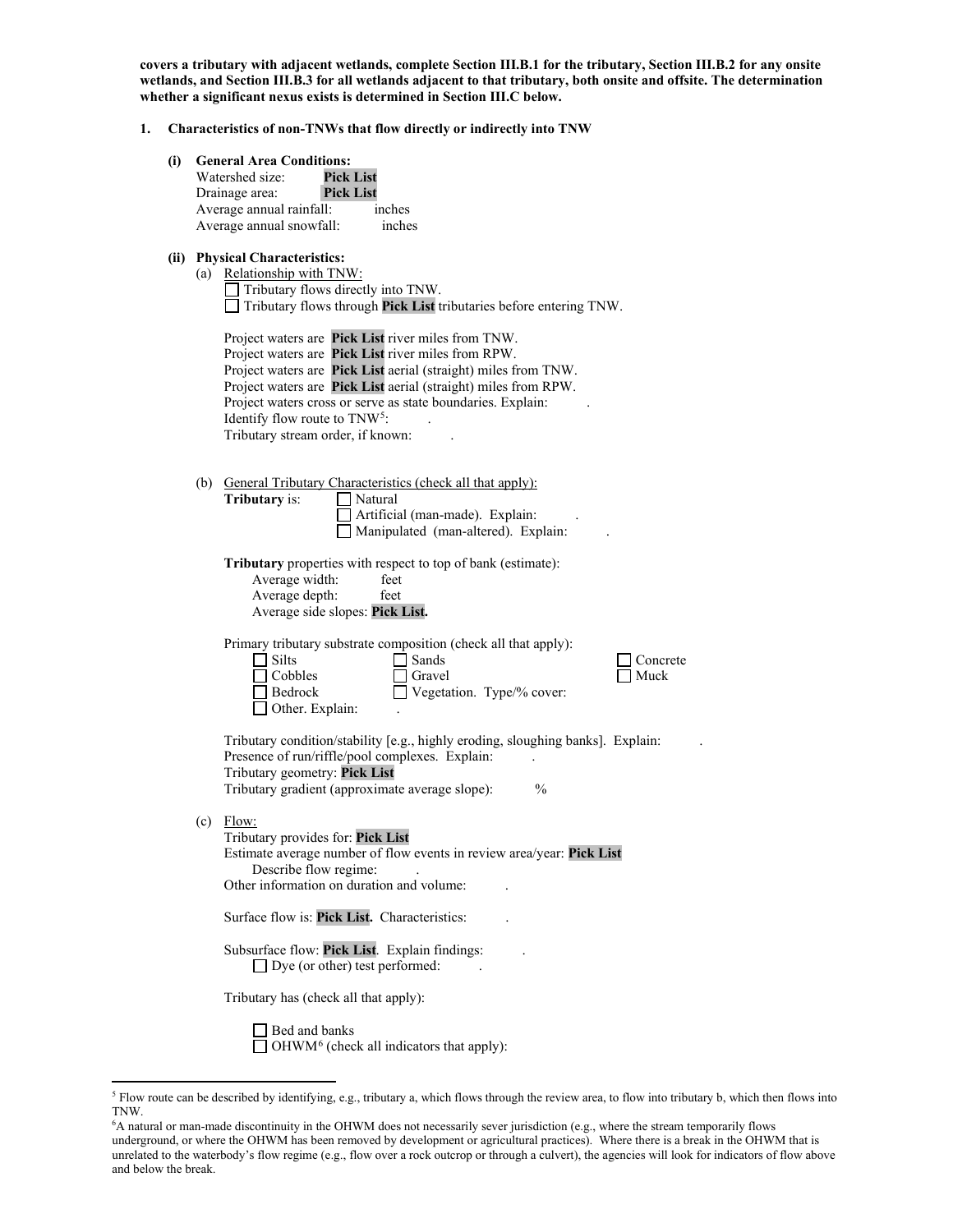**covers a tributary with adjacent wetlands, complete Section III.B.1 for the tributary, Section III.B.2 for any onsite wetlands, and Section III.B.3 for all wetlands adjacent to that tributary, both onsite and offsite. The determination whether a significant nexus exists is determined in Section III.C below.**

**1. Characteristics of non-TNWs that flow directly or indirectly into TNW**

**(i) General Area Conditions:**

Watershed size: **Pick List**
Drainage area: **Pick List**
Average annual rainfall: inches
Average annual snowfall: inches

**(ii) Physical Characteristics:**

(a) Relationship with TNW:

☐ Tributary flows directly into TNW.
☐ Tributary flows through **Pick List** tributaries before entering TNW.

Project waters are **Pick List** river miles from TNW.
Project waters are **Pick List** river miles from RPW.
Project waters are **Pick List** aerial (straight) miles from TNW.
Project waters are **Pick List** aerial (straight) miles from RPW.
Project waters cross or serve as state boundaries. Explain: .
Identify flow route to TNW[5]: .
Tributary stream order, if known: .

(b) General Tributary Characteristics (check all that apply):

**Tributary** is: ☐ Natural
☐ Artificial (man-made). Explain: .
☐ Manipulated (man-altered). Explain: .

**Tributary** properties with respect to top of bank (estimate):
Average width: feet
Average depth: feet
Average side slopes: **Pick List.**

Primary tributary substrate composition (check all that apply):

☐ Silts ☐ Sands ☐ Concrete
☐ Cobbles ☐ Gravel ☐ Muck
☐ Bedrock ☐ Vegetation. Type/% cover:
☐ Other. Explain: .

Tributary condition/stability [e.g., highly eroding, sloughing banks]. Explain: .
Presence of run/riffle/pool complexes. Explain: .
Tributary geometry: **Pick List**
Tributary gradient (approximate average slope): %

(c) Flow:

Tributary provides for: **Pick List**
Estimate average number of flow events in review area/year: **Pick List**
Describe flow regime: .
Other information on duration and volume: .

Surface flow is: **Pick List.** Characteristics: .

Subsurface flow: **Pick List**. Explain findings: .
☐ Dye (or other) test performed: .

Tributary has (check all that apply):

☐ Bed and banks
☐ OHWM[6] (check all indicators that apply):

---

[5] Flow route can be described by identifying, e.g., tributary a, which flows through the review area, to flow into tributary b, which then flows into TNW.

[6] A natural or man-made discontinuity in the OHWM does not necessarily sever jurisdiction (e.g., where the stream temporarily flows underground, or where the OHWM has been removed by development or agricultural practices). Where there is a break in the OHWM that is unrelated to the waterbody's flow regime (e.g., flow over a rock outcrop or through a culvert), the agencies will look for indicators of flow above and below the break.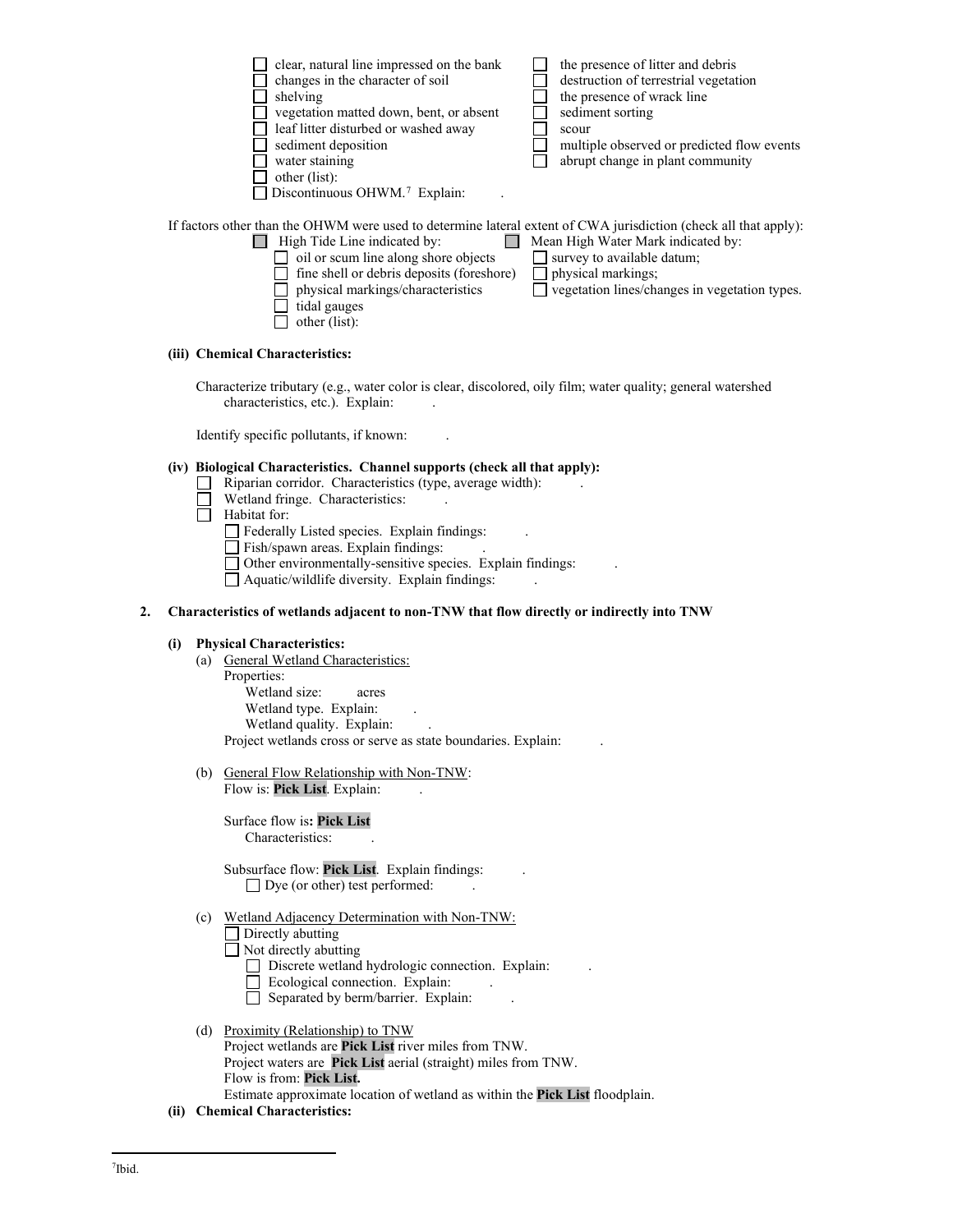- ☐ clear, natural line impressed on the bank
- ☐ changes in the character of soil
- ☐ shelving
- ☐ vegetation matted down, bent, or absent
- ☐ leaf litter disturbed or washed away
- ☐ sediment deposition
- ☐ water staining
- ☐ other (list):
- ☐ the presence of litter and debris
- ☐ destruction of terrestrial vegetation
- ☐ the presence of wrack line
- ☐ sediment sorting
- ☐ scour
- ☐ multiple observed or predicted flow events
- ☐ abrupt change in plant community

☐ Discontinuous OHWM.[7] Explain: .

If factors other than the OHWM were used to determine lateral extent of CWA jurisdiction (check all that apply):

- ☐ High Tide Line indicated by:
  - ☐ oil or scum line along shore objects
  - ☐ fine shell or debris deposits (foreshore)
  - ☐ physical markings/characteristics
  - ☐ tidal gauges
  - ☐ other (list):
- ☐ Mean High Water Mark indicated by:
  - ☐ survey to available datum;
  - ☐ physical markings;
  - ☐ vegetation lines/changes in vegetation types.

**(iii) Chemical Characteristics:**

Characterize tributary (e.g., water color is clear, discolored, oily film; water quality; general watershed characteristics, etc.). Explain: .

Identify specific pollutants, if known: .

**(iv) Biological Characteristics. Channel supports (check all that apply):**

- ☐ Riparian corridor. Characteristics (type, average width): .
- ☐ Wetland fringe. Characteristics: .
- ☐ Habitat for:
  - ☐ Federally Listed species. Explain findings: .
  - ☐ Fish/spawn areas. Explain findings: .
  - ☐ Other environmentally-sensitive species. Explain findings: .
  - ☐ Aquatic/wildlife diversity. Explain findings: .

**2. Characteristics of wetlands adjacent to non-TNW that flow directly or indirectly into TNW**

**(i) Physical Characteristics:**

(a) General Wetland Characteristics:

Properties:

Wetland size: acres

Wetland type. Explain: .

Wetland quality. Explain: .

Project wetlands cross or serve as state boundaries. Explain: .

(b) General Flow Relationship with Non-TNW:

Flow is: **Pick List**. Explain: .

Surface flow is**: Pick List**

Characteristics: .

Subsurface flow: **Pick List**. Explain findings: .

☐ Dye (or other) test performed: .

(c) Wetland Adjacency Determination with Non-TNW:

- ☐ Directly abutting
- ☐ Not directly abutting
  - ☐ Discrete wetland hydrologic connection. Explain: .
  - ☐ Ecological connection. Explain: .
  - ☐ Separated by berm/barrier. Explain: .

(d) Proximity (Relationship) to TNW

Project wetlands are **Pick List** river miles from TNW.

Project waters are **Pick List** aerial (straight) miles from TNW.

Flow is from: **Pick List.**

Estimate approximate location of wetland as within the **Pick List** floodplain.

**(ii) Chemical Characteristics:**

---

[7] Ibid.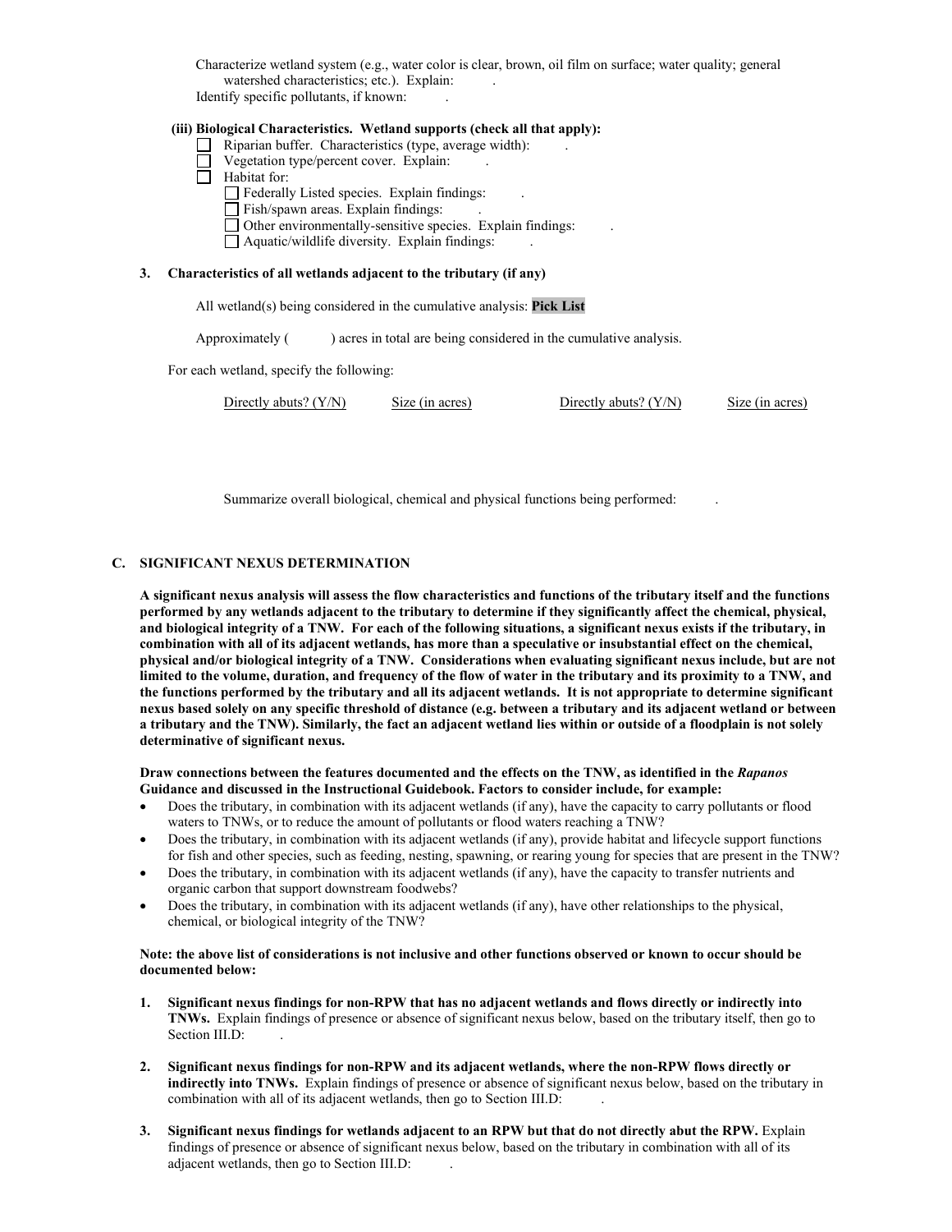Characterize wetland system (e.g., water color is clear, brown, oil film on surface; water quality; general watershed characteristics; etc.). Explain: .

Identify specific pollutants, if known: .

**(iii) Biological Characteristics. Wetland supports (check all that apply):**

- ☐ Riparian buffer. Characteristics (type, average width): .
- ☐ Vegetation type/percent cover. Explain: .
- ☐ Habitat for:
  - ☐ Federally Listed species. Explain findings: .
  - ☐ Fish/spawn areas. Explain findings: .
  - ☐ Other environmentally-sensitive species. Explain findings: .
  - ☐ Aquatic/wildlife diversity. Explain findings: .

**3. Characteristics of all wetlands adjacent to the tributary (if any)**

All wetland(s) being considered in the cumulative analysis: **Pick List**

Approximately ( ) acres in total are being considered in the cumulative analysis.

For each wetland, specify the following:

| Directly abuts? (Y/N) | Size (in acres) | Directly abuts? (Y/N) | Size (in acres) |
| --- | --- | --- | --- |

Summarize overall biological, chemical and physical functions being performed: .

## C. SIGNIFICANT NEXUS DETERMINATION

**A significant nexus analysis will assess the flow characteristics and functions of the tributary itself and the functions performed by any wetlands adjacent to the tributary to determine if they significantly affect the chemical, physical, and biological integrity of a TNW. For each of the following situations, a significant nexus exists if the tributary, in combination with all of its adjacent wetlands, has more than a speculative or insubstantial effect on the chemical, physical and/or biological integrity of a TNW. Considerations when evaluating significant nexus include, but are not limited to the volume, duration, and frequency of the flow of water in the tributary and its proximity to a TNW, and the functions performed by the tributary and all its adjacent wetlands. It is not appropriate to determine significant nexus based solely on any specific threshold of distance (e.g. between a tributary and its adjacent wetland or between a tributary and the TNW). Similarly, the fact an adjacent wetland lies within or outside of a floodplain is not solely determinative of significant nexus.**

**Draw connections between the features documented and the effects on the TNW, as identified in the *Rapanos* Guidance and discussed in the Instructional Guidebook. Factors to consider include, for example:**

- Does the tributary, in combination with its adjacent wetlands (if any), have the capacity to carry pollutants or flood waters to TNWs, or to reduce the amount of pollutants or flood waters reaching a TNW?
- Does the tributary, in combination with its adjacent wetlands (if any), provide habitat and lifecycle support functions for fish and other species, such as feeding, nesting, spawning, or rearing young for species that are present in the TNW?
- Does the tributary, in combination with its adjacent wetlands (if any), have the capacity to transfer nutrients and organic carbon that support downstream foodwebs?
- Does the tributary, in combination with its adjacent wetlands (if any), have other relationships to the physical, chemical, or biological integrity of the TNW?

**Note: the above list of considerations is not inclusive and other functions observed or known to occur should be documented below:**

1. **Significant nexus findings for non-RPW that has no adjacent wetlands and flows directly or indirectly into TNWs.** Explain findings of presence or absence of significant nexus below, based on the tributary itself, then go to Section III.D: .

2. **Significant nexus findings for non-RPW and its adjacent wetlands, where the non-RPW flows directly or indirectly into TNWs.** Explain findings of presence or absence of significant nexus below, based on the tributary in combination with all of its adjacent wetlands, then go to Section III.D: .

3. **Significant nexus findings for wetlands adjacent to an RPW but that do not directly abut the RPW.** Explain findings of presence or absence of significant nexus below, based on the tributary in combination with all of its adjacent wetlands, then go to Section III.D: .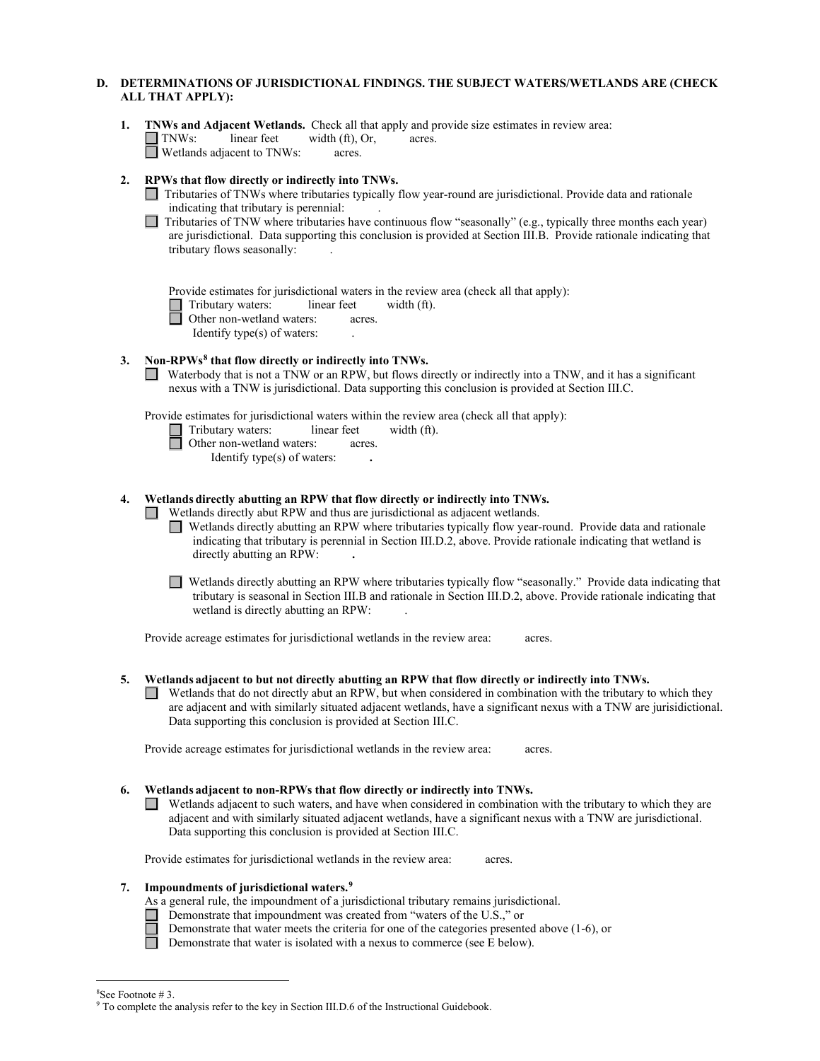**D. DETERMINATIONS OF JURISDICTIONAL FINDINGS. THE SUBJECT WATERS/WETLANDS ARE (CHECK ALL THAT APPLY):**

**1. TNWs and Adjacent Wetlands.** Check all that apply and provide size estimates in review area:

☐ TNWs: linear feet width (ft), Or, acres.

☐ Wetlands adjacent to TNWs: acres.

**2. RPWs that flow directly or indirectly into TNWs.**

☐ Tributaries of TNWs where tributaries typically flow year-round are jurisdictional. Provide data and rationale indicating that tributary is perennial: .

☐ Tributaries of TNW where tributaries have continuous flow "seasonally" (e.g., typically three months each year) are jurisdictional. Data supporting this conclusion is provided at Section III.B. Provide rationale indicating that tributary flows seasonally: .

Provide estimates for jurisdictional waters in the review area (check all that apply):

☐ Tributary waters: linear feet width (ft).

☐ Other non-wetland waters: acres.

Identify type(s) of waters: .

**3. Non-RPWs[8] that flow directly or indirectly into TNWs.**

☐ Waterbody that is not a TNW or an RPW, but flows directly or indirectly into a TNW, and it has a significant nexus with a TNW is jurisdictional. Data supporting this conclusion is provided at Section III.C.

Provide estimates for jurisdictional waters within the review area (check all that apply):

☐ Tributary waters: linear feet width (ft).

☐ Other non-wetland waters: acres.

Identify type(s) of waters: **.**

**4. Wetlands directly abutting an RPW that flow directly or indirectly into TNWs.**

☐ Wetlands directly abut RPW and thus are jurisdictional as adjacent wetlands.

☐ Wetlands directly abutting an RPW where tributaries typically flow year-round. Provide data and rationale indicating that tributary is perennial in Section III.D.2, above. Provide rationale indicating that wetland is directly abutting an RPW: **.**

☐ Wetlands directly abutting an RPW where tributaries typically flow "seasonally." Provide data indicating that tributary is seasonal in Section III.B and rationale in Section III.D.2, above. Provide rationale indicating that wetland is directly abutting an RPW: .

Provide acreage estimates for jurisdictional wetlands in the review area: acres.

**5. Wetlands adjacent to but not directly abutting an RPW that flow directly or indirectly into TNWs.**

☐ Wetlands that do not directly abut an RPW, but when considered in combination with the tributary to which they are adjacent and with similarly situated adjacent wetlands, have a significant nexus with a TNW are jurisidictional. Data supporting this conclusion is provided at Section III.C.

Provide acreage estimates for jurisdictional wetlands in the review area: acres.

**6. Wetlands adjacent to non-RPWs that flow directly or indirectly into TNWs.**

☐ Wetlands adjacent to such waters, and have when considered in combination with the tributary to which they are adjacent and with similarly situated adjacent wetlands, have a significant nexus with a TNW are jurisdictional. Data supporting this conclusion is provided at Section III.C.

Provide estimates for jurisdictional wetlands in the review area: acres.

**7. Impoundments of jurisdictional waters.[9]**

As a general rule, the impoundment of a jurisdictional tributary remains jurisdictional.

☐ Demonstrate that impoundment was created from "waters of the U.S.," or

☐ Demonstrate that water meets the criteria for one of the categories presented above (1-6), or

☐ Demonstrate that water is isolated with a nexus to commerce (see E below).

---

[8] See Footnote # 3.

[9] To complete the analysis refer to the key in Section III.D.6 of the Instructional Guidebook.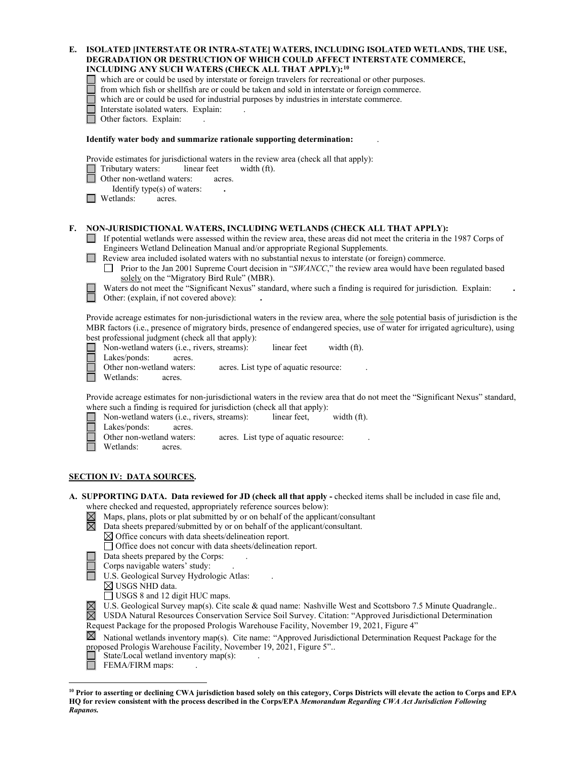**E. ISOLATED [INTERSTATE OR INTRA-STATE] WATERS, INCLUDING ISOLATED WETLANDS, THE USE, DEGRADATION OR DESTRUCTION OF WHICH COULD AFFECT INTERSTATE COMMERCE, INCLUDING ANY SUCH WATERS (CHECK ALL THAT APPLY):[10]**

☐ which are or could be used by interstate or foreign travelers for recreational or other purposes.
☐ from which fish or shellfish are or could be taken and sold in interstate or foreign commerce.
☐ which are or could be used for industrial purposes by industries in interstate commerce.
☐ Interstate isolated waters. Explain: .
☐ Other factors. Explain: .

**Identify water body and summarize rationale supporting determination:** .

Provide estimates for jurisdictional waters in the review area (check all that apply):
☐ Tributary waters: linear feet width (ft).
☐ Other non-wetland waters: acres.
Identify type(s) of waters: **.**
☐ Wetlands: acres.

**F. NON-JURISDICTIONAL WATERS, INCLUDING WETLANDS (CHECK ALL THAT APPLY):**

☐ If potential wetlands were assessed within the review area, these areas did not meet the criteria in the 1987 Corps of Engineers Wetland Delineation Manual and/or appropriate Regional Supplements.
☐ Review area included isolated waters with no substantial nexus to interstate (or foreign) commerce.
☐ Prior to the Jan 2001 Supreme Court decision in "*SWANCC*," the review area would have been regulated based solely on the "Migratory Bird Rule" (MBR).
☐ Waters do not meet the "Significant Nexus" standard, where such a finding is required for jurisdiction. Explain: **.**
☐ Other: (explain, if not covered above): **.**

Provide acreage estimates for non-jurisdictional waters in the review area, where the sole potential basis of jurisdiction is the MBR factors (i.e., presence of migratory birds, presence of endangered species, use of water for irrigated agriculture), using best professional judgment (check all that apply):
☐ Non-wetland waters (i.e., rivers, streams): linear feet width (ft).
☐ Lakes/ponds: acres.
☐ Other non-wetland waters: acres. List type of aquatic resource: .
☐ Wetlands: acres.

Provide acreage estimates for non-jurisdictional waters in the review area that do not meet the "Significant Nexus" standard, where such a finding is required for jurisdiction (check all that apply):
☐ Non-wetland waters (i.e., rivers, streams): linear feet, width (ft).
☐ Lakes/ponds: acres.
☐ Other non-wetland waters: acres. List type of aquatic resource: .
☐ Wetlands: acres.

## SECTION IV: DATA SOURCES.

**A. SUPPORTING DATA. Data reviewed for JD (check all that apply -** checked items shall be included in case file and, where checked and requested, appropriately reference sources below):

☒ Maps, plans, plots or plat submitted by or on behalf of the applicant/consultant
☒ Data sheets prepared/submitted by or on behalf of the applicant/consultant.
☒ Office concurs with data sheets/delineation report.
☐ Office does not concur with data sheets/delineation report.
☐ Data sheets prepared by the Corps: .
☐ Corps navigable waters' study: .
☐ U.S. Geological Survey Hydrologic Atlas: .
☒ USGS NHD data.
☐ USGS 8 and 12 digit HUC maps.
☒ U.S. Geological Survey map(s). Cite scale & quad name: Nashville West and Scottsboro 7.5 Minute Quadrangle..
☒ USDA Natural Resources Conservation Service Soil Survey. Citation: "Approved Jurisdictional Determination Request Package for the proposed Prologis Warehouse Facility, November 19, 2021, Figure 4"
☒ National wetlands inventory map(s). Cite name: "Approved Jurisdictional Determination Request Package for the proposed Prologis Warehouse Facility, November 19, 2021, Figure 5"..
☐ State/Local wetland inventory map(s): .
☐ FEMA/FIRM maps: .

---

[10] **Prior to asserting or declining CWA jurisdiction based solely on this category, Corps Districts will elevate the action to Corps and EPA HQ for review consistent with the process described in the Corps/EPA *Memorandum Regarding CWA Act Jurisdiction Following Rapanos.***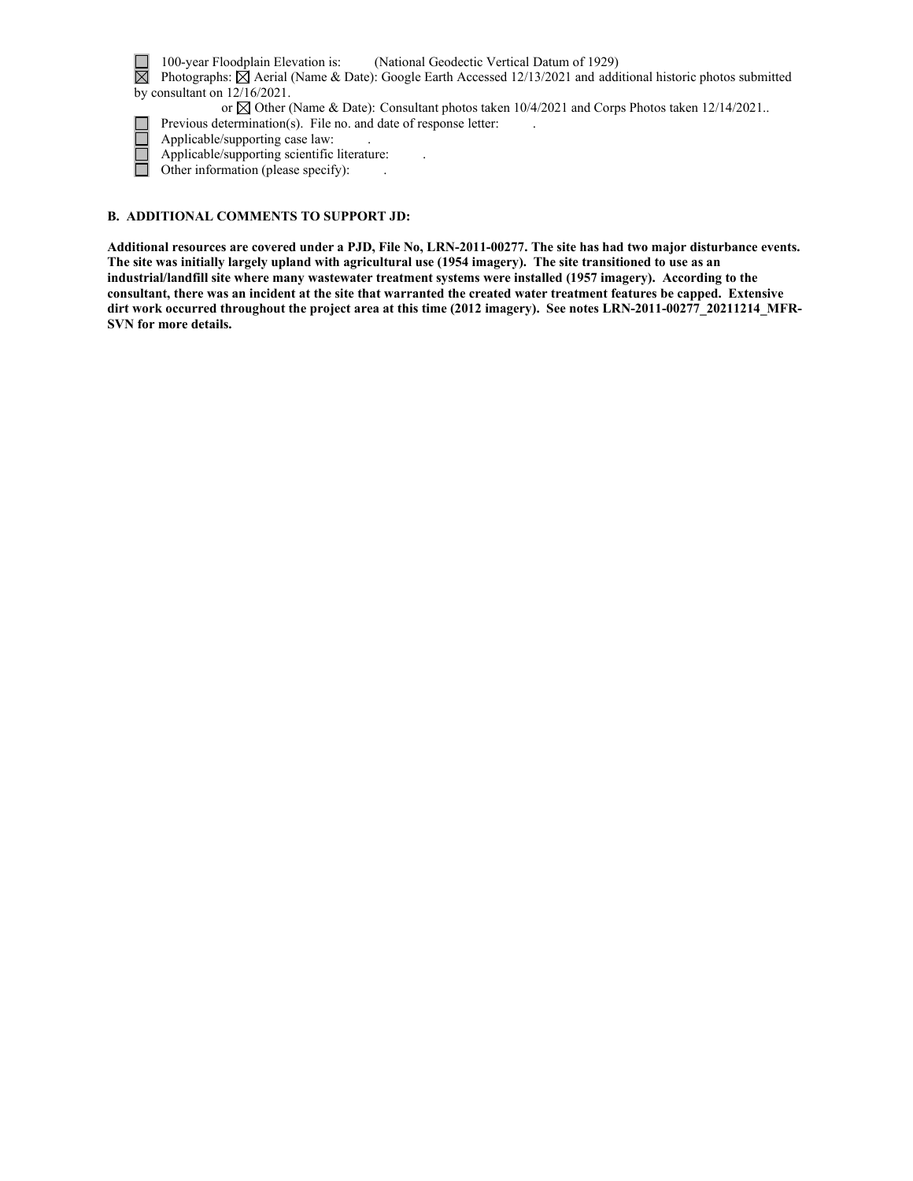☐ 100-year Floodplain Elevation is: (National Geodectic Vertical Datum of 1929)

☒ Photographs: ☒ Aerial (Name & Date): Google Earth Accessed 12/13/2021 and additional historic photos submitted by consultant on 12/16/2021.

or ☒ Other (Name & Date): Consultant photos taken 10/4/2021 and Corps Photos taken 12/14/2021..

☐ Previous determination(s). File no. and date of response letter: .

☐ Applicable/supporting case law: .

☐ Applicable/supporting scientific literature: .

☐ Other information (please specify): .

**B. ADDITIONAL COMMENTS TO SUPPORT JD:**

**Additional resources are covered under a PJD, File No, LRN-2011-00277. The site has had two major disturbance events. The site was initially largely upland with agricultural use (1954 imagery). The site transitioned to use as an industrial/landfill site where many wastewater treatment systems were installed (1957 imagery). According to the consultant, there was an incident at the site that warranted the created water treatment features be capped. Extensive dirt work occurred throughout the project area at this time (2012 imagery). See notes LRN-2011-00277_20211214_MFR-SVN for more details.**